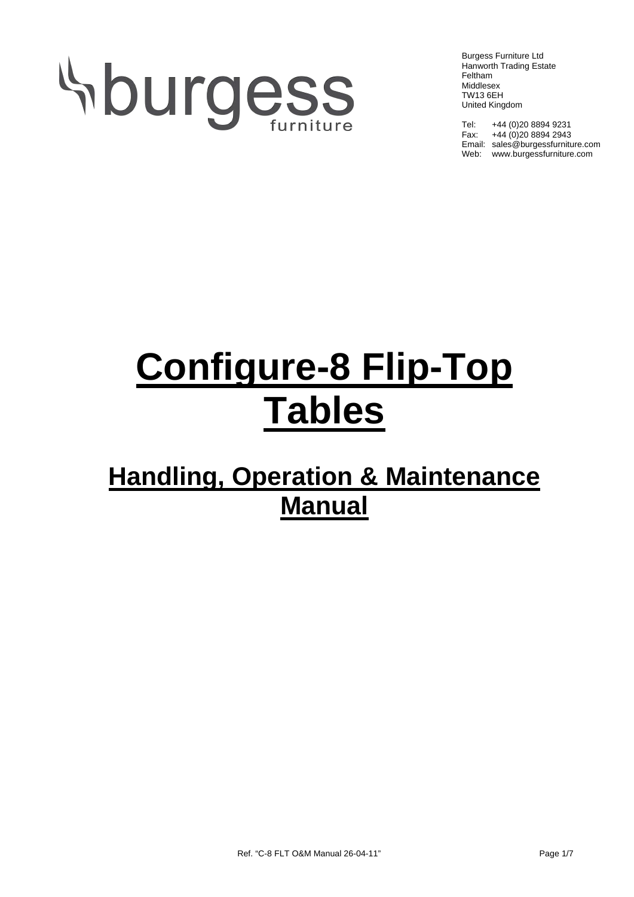Burgess Furniture Ltd
Hanworth Trading Estate
Feltham
Middlesex
TW13 6EH
United Kingdom

Tel: +44 (0)20 8894 9231
Fax: +44 (0)20 8894 2943
Email: sales@burgessfurniture.com
Web: www.burgessfurniture.com

# Configure-8 Flip-Top Tables

## Handling, Operation & Maintenance Manual

Ref. "C-8 FLT O&M Manual 26-04-11"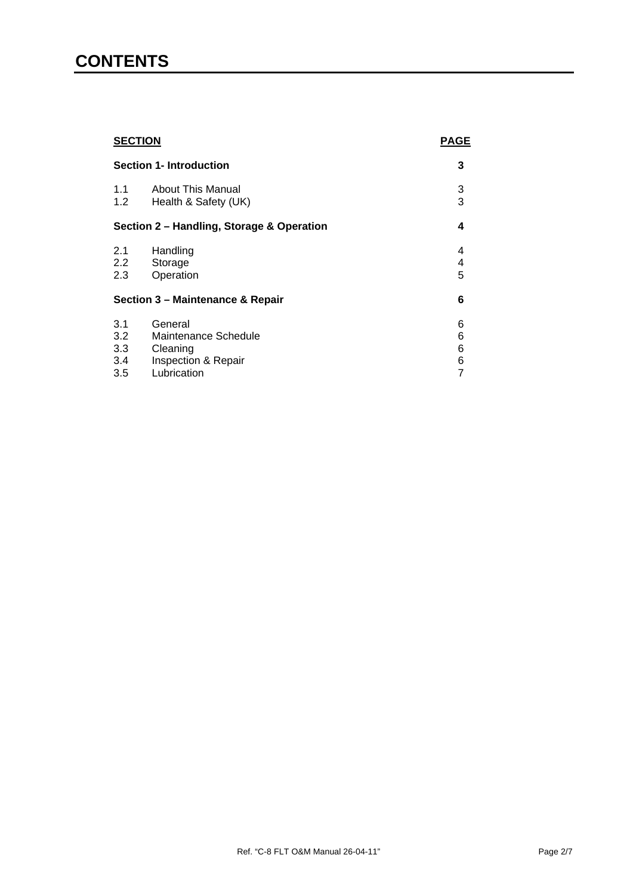# CONTENTS

| SECTION | | PAGE |
|---|---|---|
| **Section 1- Introduction** | | **3** |
| 1.1 | About This Manual | 3 |
| 1.2 | Health & Safety (UK) | 3 |
| **Section 2 – Handling, Storage & Operation** | | **4** |
| 2.1 | Handling | 4 |
| 2.2 | Storage | 4 |
| 2.3 | Operation | 5 |
| **Section 3 – Maintenance & Repair** | | **6** |
| 3.1 | General | 6 |
| 3.2 | Maintenance Schedule | 6 |
| 3.3 | Cleaning | 6 |
| 3.4 | Inspection & Repair | 6 |
| 3.5 | Lubrication | 7 |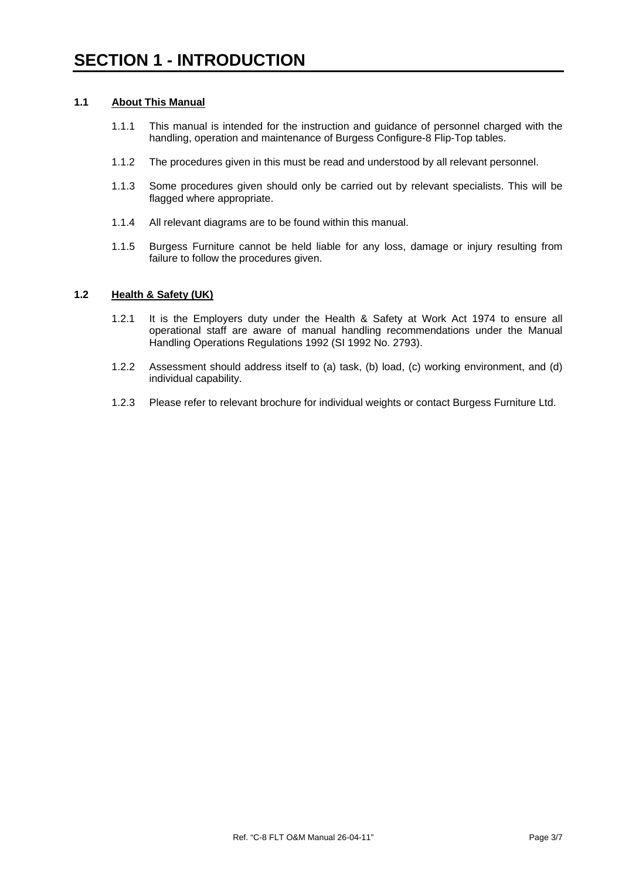# SECTION 1 - INTRODUCTION

## 1.1 About This Manual

1.1.1 This manual is intended for the instruction and guidance of personnel charged with the handling, operation and maintenance of Burgess Configure-8 Flip-Top tables.

1.1.2 The procedures given in this must be read and understood by all relevant personnel.

1.1.3 Some procedures given should only be carried out by relevant specialists. This will be flagged where appropriate.

1.1.4 All relevant diagrams are to be found within this manual.

1.1.5 Burgess Furniture cannot be held liable for any loss, damage or injury resulting from failure to follow the procedures given.

## 1.2 Health & Safety (UK)

1.2.1 It is the Employers duty under the Health & Safety at Work Act 1974 to ensure all operational staff are aware of manual handling recommendations under the Manual Handling Operations Regulations 1992 (SI 1992 No. 2793).

1.2.2 Assessment should address itself to (a) task, (b) load, (c) working environment, and (d) individual capability.

1.2.3 Please refer to relevant brochure for individual weights or contact Burgess Furniture Ltd.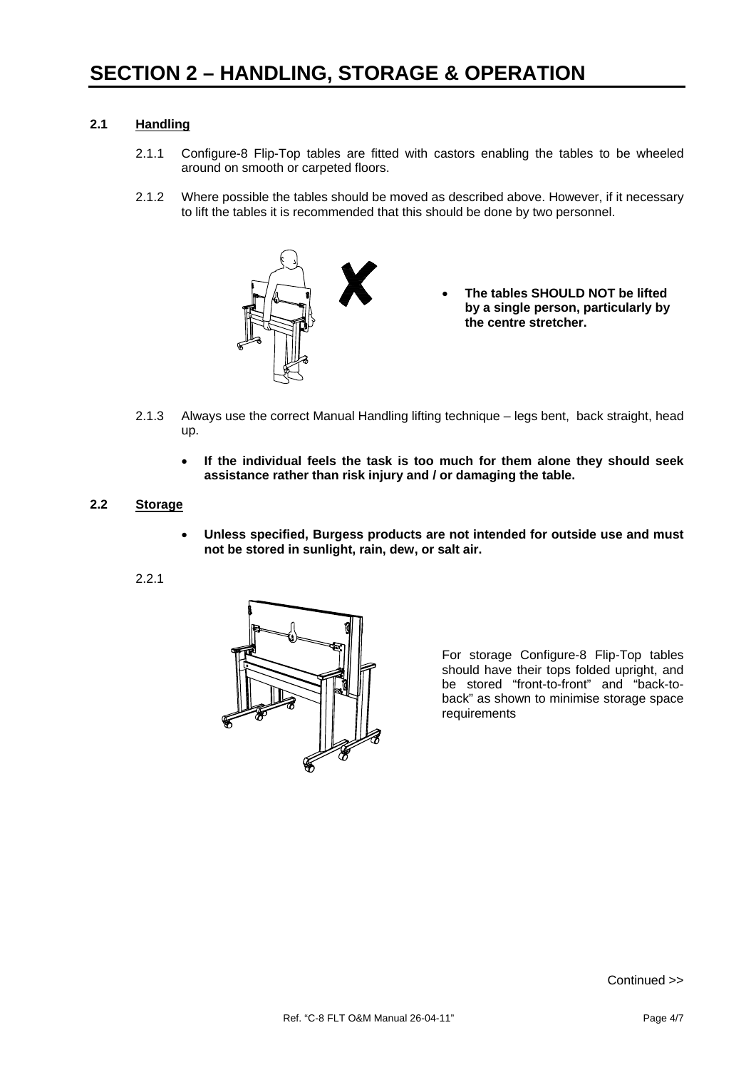# SECTION 2 – HANDLING, STORAGE & OPERATION

## 2.1 Handling

2.1.1 Configure-8 Flip-Top tables are fitted with castors enabling the tables to be wheeled around on smooth or carpeted floors.

2.1.2 Where possible the tables should be moved as described above. However, if it necessary to lift the tables it is recommended that this should be done by two personnel.

- **The tables SHOULD NOT be lifted by a single person, particularly by the centre stretcher.**

2.1.3 Always use the correct Manual Handling lifting technique – legs bent, back straight, head up.

- **If the individual feels the task is too much for them alone they should seek assistance rather than risk injury and / or damaging the table.**

## 2.2 Storage

- **Unless specified, Burgess products are not intended for outside use and must not be stored in sunlight, rain, dew, or salt air.**

2.2.1

For storage Configure-8 Flip-Top tables should have their tops folded upright, and be stored "front-to-front" and "back-to-back" as shown to minimise storage space requirements

Continued >>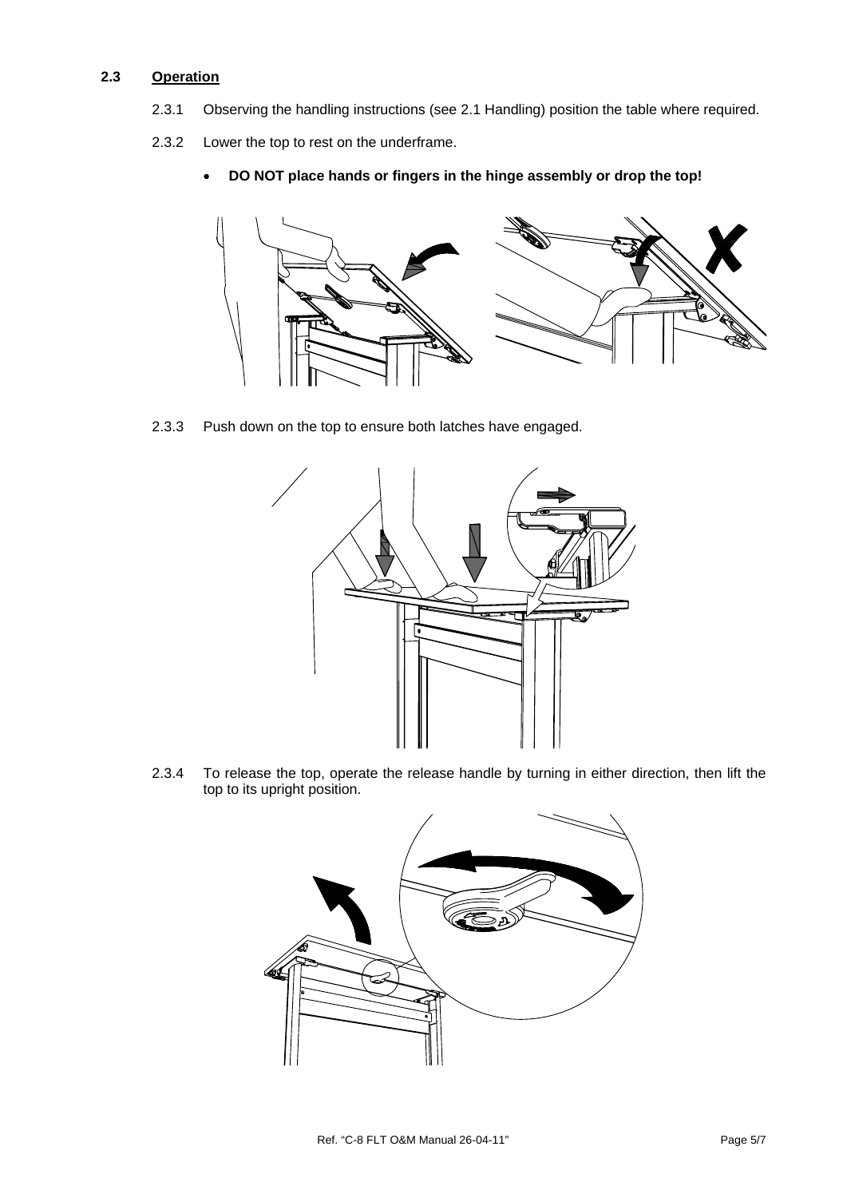### 2.3 Operation

2.3.1 Observing the handling instructions (see 2.1 Handling) position the table where required.

2.3.2 Lower the top to rest on the underframe.

- **DO NOT place hands or fingers in the hinge assembly or drop the top!**

2.3.3 Push down on the top to ensure both latches have engaged.

2.3.4 To release the top, operate the release handle by turning in either direction, then lift the top to its upright position.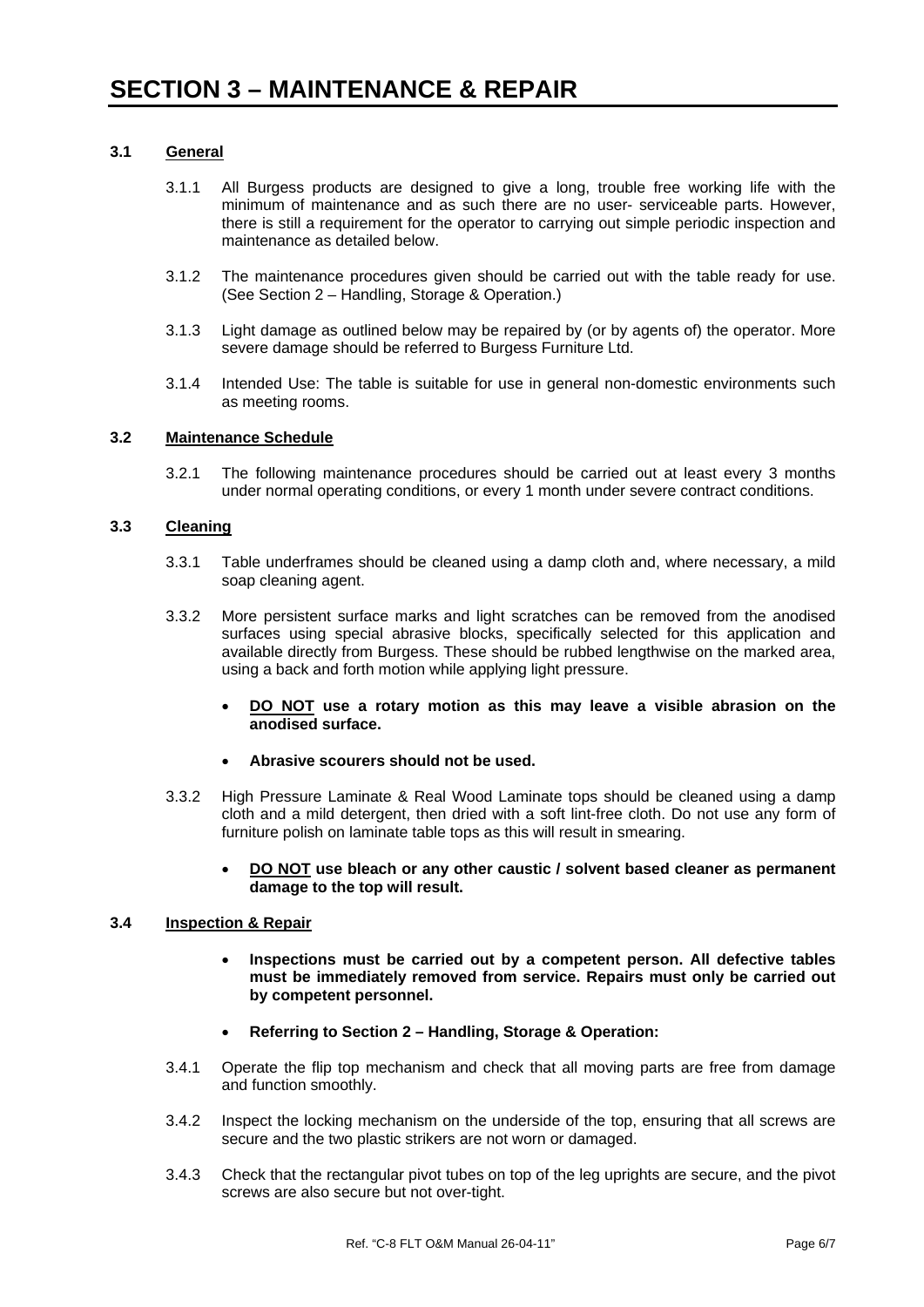# SECTION 3 – MAINTENANCE & REPAIR

### 3.1 General

3.1.1 All Burgess products are designed to give a long, trouble free working life with the minimum of maintenance and as such there are no user- serviceable parts. However, there is still a requirement for the operator to carrying out simple periodic inspection and maintenance as detailed below.

3.1.2 The maintenance procedures given should be carried out with the table ready for use. (See Section 2 – Handling, Storage & Operation.)

3.1.3 Light damage as outlined below may be repaired by (or by agents of) the operator. More severe damage should be referred to Burgess Furniture Ltd.

3.1.4 Intended Use: The table is suitable for use in general non-domestic environments such as meeting rooms.

### 3.2 Maintenance Schedule

3.2.1 The following maintenance procedures should be carried out at least every 3 months under normal operating conditions, or every 1 month under severe contract conditions.

### 3.3 Cleaning

3.3.1 Table underframes should be cleaned using a damp cloth and, where necessary, a mild soap cleaning agent.

3.3.2 More persistent surface marks and light scratches can be removed from the anodised surfaces using special abrasive blocks, specifically selected for this application and available directly from Burgess. These should be rubbed lengthwise on the marked area, using a back and forth motion while applying light pressure.

- **DO NOT use a rotary motion as this may leave a visible abrasion on the anodised surface.**
- **Abrasive scourers should not be used.**

3.3.2 High Pressure Laminate & Real Wood Laminate tops should be cleaned using a damp cloth and a mild detergent, then dried with a soft lint-free cloth. Do not use any form of furniture polish on laminate table tops as this will result in smearing.

- **DO NOT use bleach or any other caustic / solvent based cleaner as permanent damage to the top will result.**

### 3.4 Inspection & Repair

- **Inspections must be carried out by a competent person. All defective tables must be immediately removed from service. Repairs must only be carried out by competent personnel.**
- **Referring to Section 2 – Handling, Storage & Operation:**

3.4.1 Operate the flip top mechanism and check that all moving parts are free from damage and function smoothly.

3.4.2 Inspect the locking mechanism on the underside of the top, ensuring that all screws are secure and the two plastic strikers are not worn or damaged.

3.4.3 Check that the rectangular pivot tubes on top of the leg uprights are secure, and the pivot screws are also secure but not over-tight.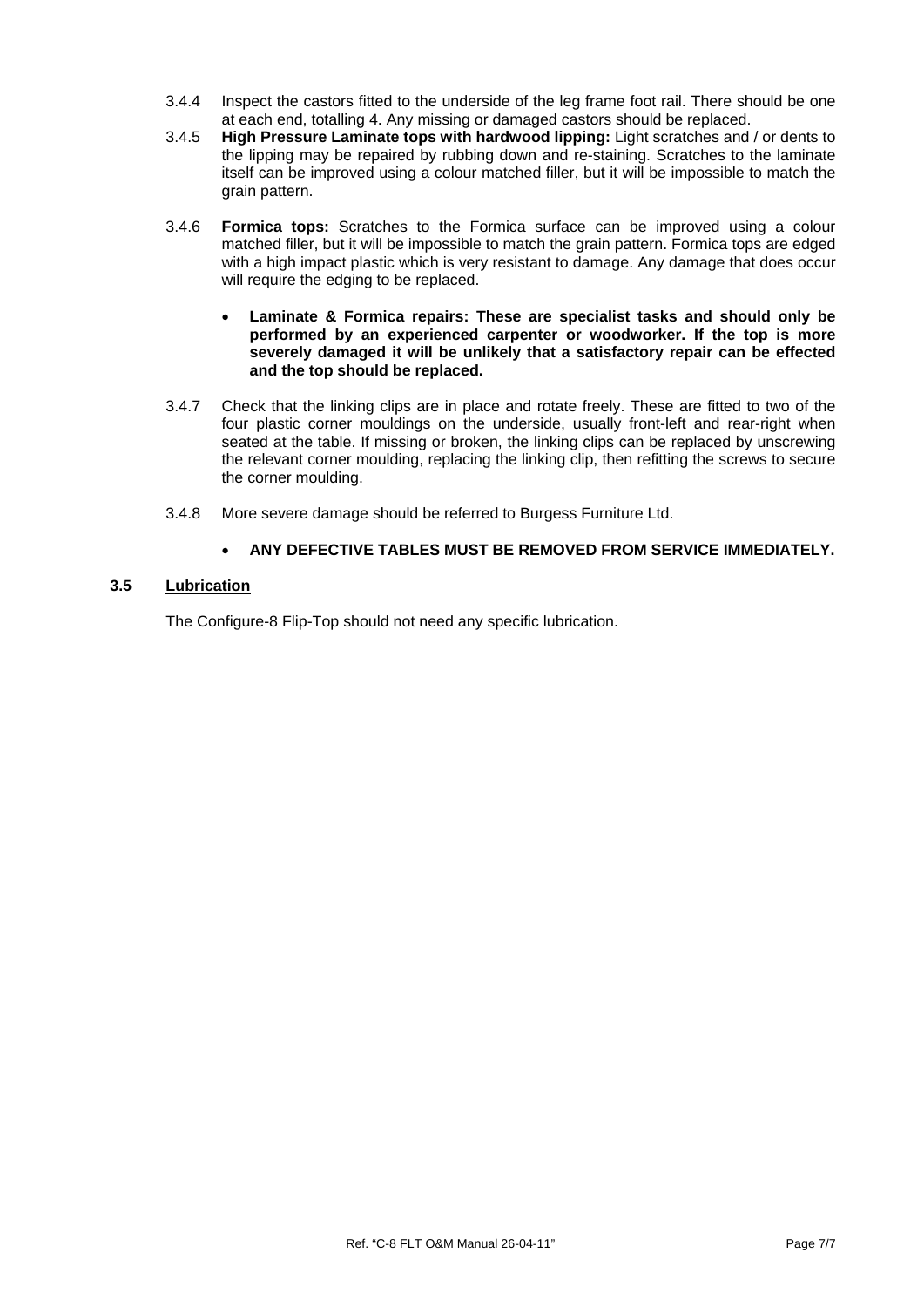3.4.4 Inspect the castors fitted to the underside of the leg frame foot rail. There should be one at each end, totalling 4. Any missing or damaged castors should be replaced.

3.4.5 **High Pressure Laminate tops with hardwood lipping:** Light scratches and / or dents to the lipping may be repaired by rubbing down and re-staining. Scratches to the laminate itself can be improved using a colour matched filler, but it will be impossible to match the grain pattern.

3.4.6 **Formica tops:** Scratches to the Formica surface can be improved using a colour matched filler, but it will be impossible to match the grain pattern. Formica tops are edged with a high impact plastic which is very resistant to damage. Any damage that does occur will require the edging to be replaced.

- **Laminate & Formica repairs: These are specialist tasks and should only be performed by an experienced carpenter or woodworker. If the top is more severely damaged it will be unlikely that a satisfactory repair can be effected and the top should be replaced.**

3.4.7 Check that the linking clips are in place and rotate freely. These are fitted to two of the four plastic corner mouldings on the underside, usually front-left and rear-right when seated at the table. If missing or broken, the linking clips can be replaced by unscrewing the relevant corner moulding, replacing the linking clip, then refitting the screws to secure the corner moulding.

3.4.8 More severe damage should be referred to Burgess Furniture Ltd.

- **ANY DEFECTIVE TABLES MUST BE REMOVED FROM SERVICE IMMEDIATELY.**

### 3.5 Lubrication

The Configure-8 Flip-Top should not need any specific lubrication.